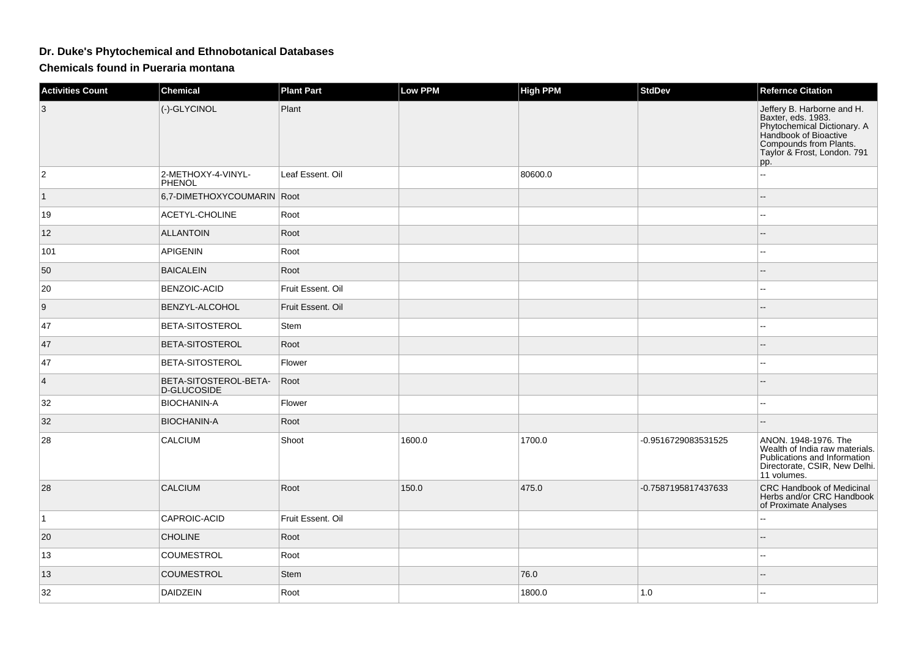# Dr. Duke's Phytochemical and Ethnobotanical Databases

## Chemicals found in Pueraria montana

| Activities Count | Chemical | Plant Part | Low PPM | High PPM | StdDev | Refernce Citation |
|---|---|---|---|---|---|---|
| 3 | (-)-GLYCINOL | Plant | | | | Jeffery B. Harborne and H. Baxter, eds. 1983. Phytochemical Dictionary. A Handbook of Bioactive Compounds from Plants. Taylor & Frost, London. 791 pp. |
| 2 | 2-METHOXY-4-VINYL-PHENOL | Leaf Essent. Oil | | 80600.0 | | -- |
| 1 | 6,7-DIMETHOXYCOUMARIN | Root | | | | -- |
| 19 | ACETYL-CHOLINE | Root | | | | -- |
| 12 | ALLANTOIN | Root | | | | -- |
| 101 | APIGENIN | Root | | | | -- |
| 50 | BAICALEIN | Root | | | | -- |
| 20 | BENZOIC-ACID | Fruit Essent. Oil | | | | -- |
| 9 | BENZYL-ALCOHOL | Fruit Essent. Oil | | | | -- |
| 47 | BETA-SITOSTEROL | Stem | | | | -- |
| 47 | BETA-SITOSTEROL | Root | | | | -- |
| 47 | BETA-SITOSTEROL | Flower | | | | -- |
| 4 | BETA-SITOSTEROL-BETA-D-GLUCOSIDE | Root | | | | -- |
| 32 | BIOCHANIN-A | Flower | | | | -- |
| 32 | BIOCHANIN-A | Root | | | | -- |
| 28 | CALCIUM | Shoot | 1600.0 | 1700.0 | -0.9516729083531525 | ANON. 1948-1976. The Wealth of India raw materials. Publications and Information Directorate, CSIR, New Delhi. 11 volumes. |
| 28 | CALCIUM | Root | 150.0 | 475.0 | -0.7587195817437633 | CRC Handbook of Medicinal Herbs and/or CRC Handbook of Proximate Analyses |
| 1 | CAPROIC-ACID | Fruit Essent. Oil | | | | -- |
| 20 | CHOLINE | Root | | | | -- |
| 13 | COUMESTROL | Root | | | | -- |
| 13 | COUMESTROL | Stem | | 76.0 | | -- |
| 32 | DAIDZEIN | Root | | 1800.0 | 1.0 | -- |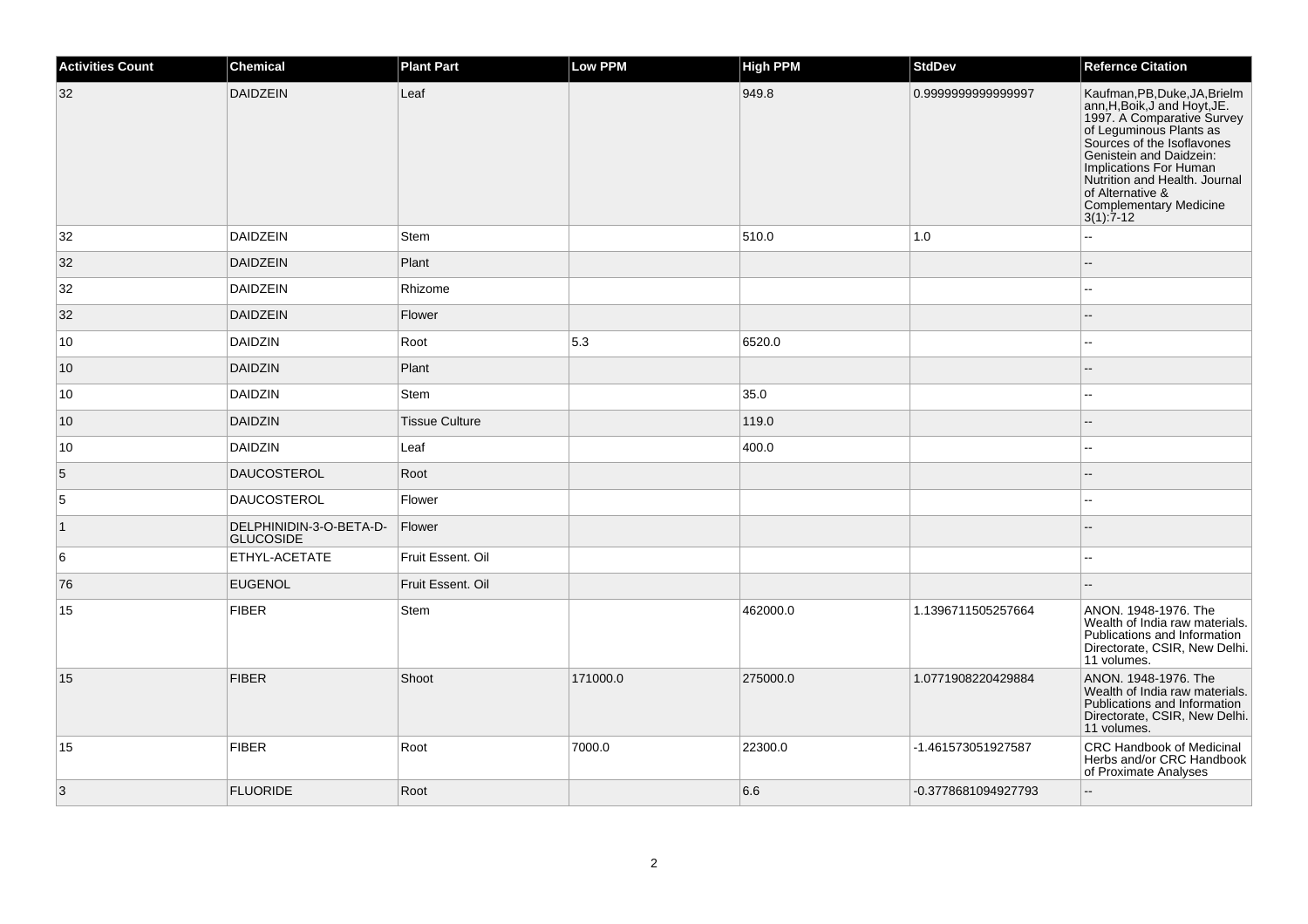| Activities Count | Chemical | Plant Part | Low PPM | High PPM | StdDev | Refernce Citation |
|---|---|---|---|---|---|---|
| 32 | DAIDZEIN | Leaf | | 949.8 | 0.9999999999999997 | Kaufman,PB,Duke,JA,Brielmann,H,Boik,J and Hoyt,JE. 1997. A Comparative Survey of Leguminous Plants as Sources of the Isoflavones Genistein and Daidzein: Implications For Human Nutrition and Health. Journal of Alternative & Complementary Medicine 3(1):7-12 |
| 32 | DAIDZEIN | Stem | | 510.0 | 1.0 | -- |
| 32 | DAIDZEIN | Plant | | | | -- |
| 32 | DAIDZEIN | Rhizome | | | | -- |
| 32 | DAIDZEIN | Flower | | | | -- |
| 10 | DAIDZIN | Root | 5.3 | 6520.0 | | -- |
| 10 | DAIDZIN | Plant | | | | -- |
| 10 | DAIDZIN | Stem | | 35.0 | | -- |
| 10 | DAIDZIN | Tissue Culture | | 119.0 | | -- |
| 10 | DAIDZIN | Leaf | | 400.0 | | -- |
| 5 | DAUCOSTEROL | Root | | | | -- |
| 5 | DAUCOSTEROL | Flower | | | | -- |
| 1 | DELPHINIDIN-3-O-BETA-D-GLUCOSIDE | Flower | | | | -- |
| 6 | ETHYL-ACETATE | Fruit Essent. Oil | | | | -- |
| 76 | EUGENOL | Fruit Essent. Oil | | | | -- |
| 15 | FIBER | Stem | | 462000.0 | 1.1396711505257664 | ANON. 1948-1976. The Wealth of India raw materials. Publications and Information Directorate, CSIR, New Delhi. 11 volumes. |
| 15 | FIBER | Shoot | 171000.0 | 275000.0 | 1.0771908220429884 | ANON. 1948-1976. The Wealth of India raw materials. Publications and Information Directorate, CSIR, New Delhi. 11 volumes. |
| 15 | FIBER | Root | 7000.0 | 22300.0 | -1.461573051927587 | CRC Handbook of Medicinal Herbs and/or CRC Handbook of Proximate Analyses |
| 3 | FLUORIDE | Root | | 6.6 | -0.3778681094927793 | -- |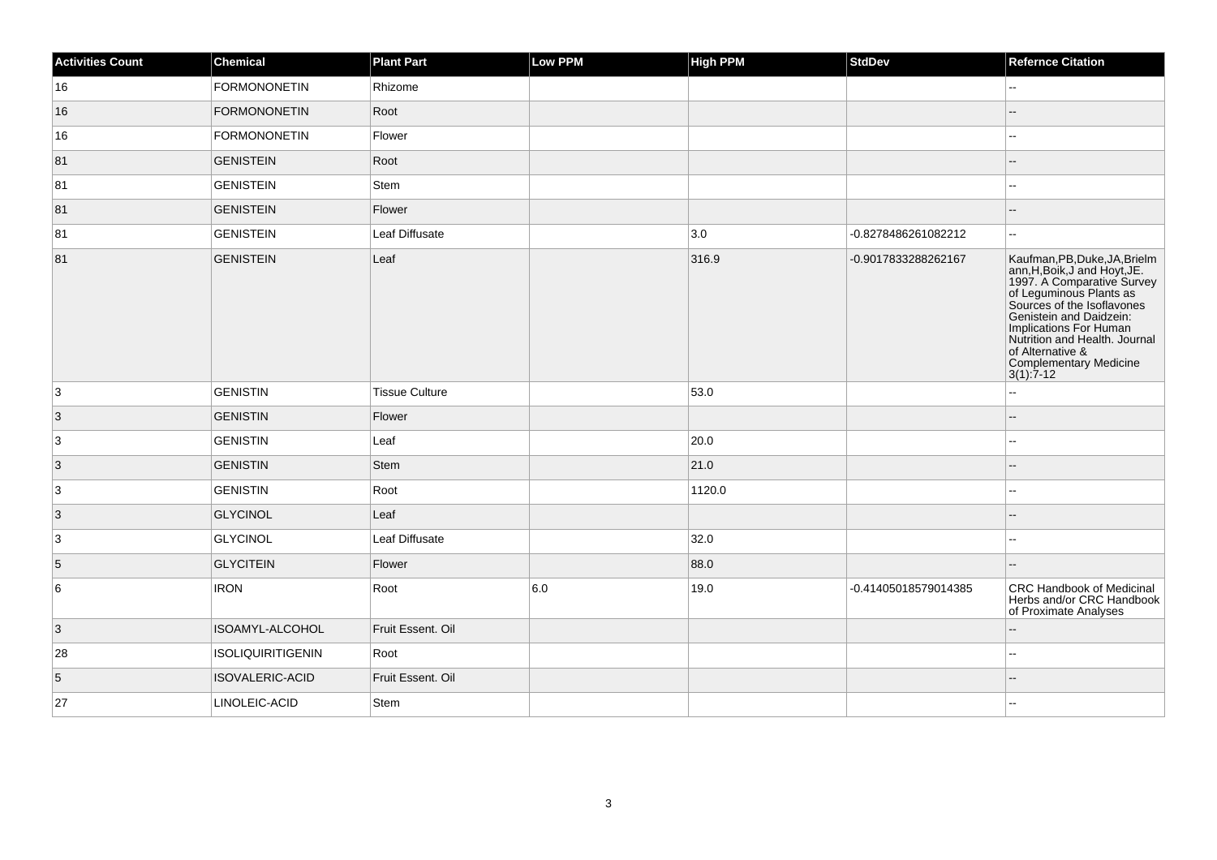| Activities Count | Chemical | Plant Part | Low PPM | High PPM | StdDev | Refernce Citation |
|---|---|---|---|---|---|---|
| 16 | FORMONONETIN | Rhizome | | | | -- |
| 16 | FORMONONETIN | Root | | | | -- |
| 16 | FORMONONETIN | Flower | | | | -- |
| 81 | GENISTEIN | Root | | | | -- |
| 81 | GENISTEIN | Stem | | | | -- |
| 81 | GENISTEIN | Flower | | | | -- |
| 81 | GENISTEIN | Leaf Diffusate | | 3.0 | -0.8278486261082212 | -- |
| 81 | GENISTEIN | Leaf | | 316.9 | -0.9017833288262167 | Kaufman,PB,Duke,JA,Brielmann,H,Boik,J and Hoyt,JE. 1997. A Comparative Survey of Leguminous Plants as Sources of the Isoflavones Genistein and Daidzein: Implications For Human Nutrition and Health. Journal of Alternative & Complementary Medicine 3(1):7-12 |
| 3 | GENISTIN | Tissue Culture | | 53.0 | | -- |
| 3 | GENISTIN | Flower | | | | -- |
| 3 | GENISTIN | Leaf | | 20.0 | | -- |
| 3 | GENISTIN | Stem | | 21.0 | | -- |
| 3 | GENISTIN | Root | | 1120.0 | | -- |
| 3 | GLYCINOL | Leaf | | | | -- |
| 3 | GLYCINOL | Leaf Diffusate | | 32.0 | | -- |
| 5 | GLYCITEIN | Flower | | 88.0 | | -- |
| 6 | IRON | Root | 6.0 | 19.0 | -0.41405018579014385 | CRC Handbook of Medicinal Herbs and/or CRC Handbook of Proximate Analyses |
| 3 | ISOAMYL-ALCOHOL | Fruit Essent. Oil | | | | -- |
| 28 | ISOLIQUIRITIGENIN | Root | | | | -- |
| 5 | ISOVALERIC-ACID | Fruit Essent. Oil | | | | -- |
| 27 | LINOLEIC-ACID | Stem | | | | -- |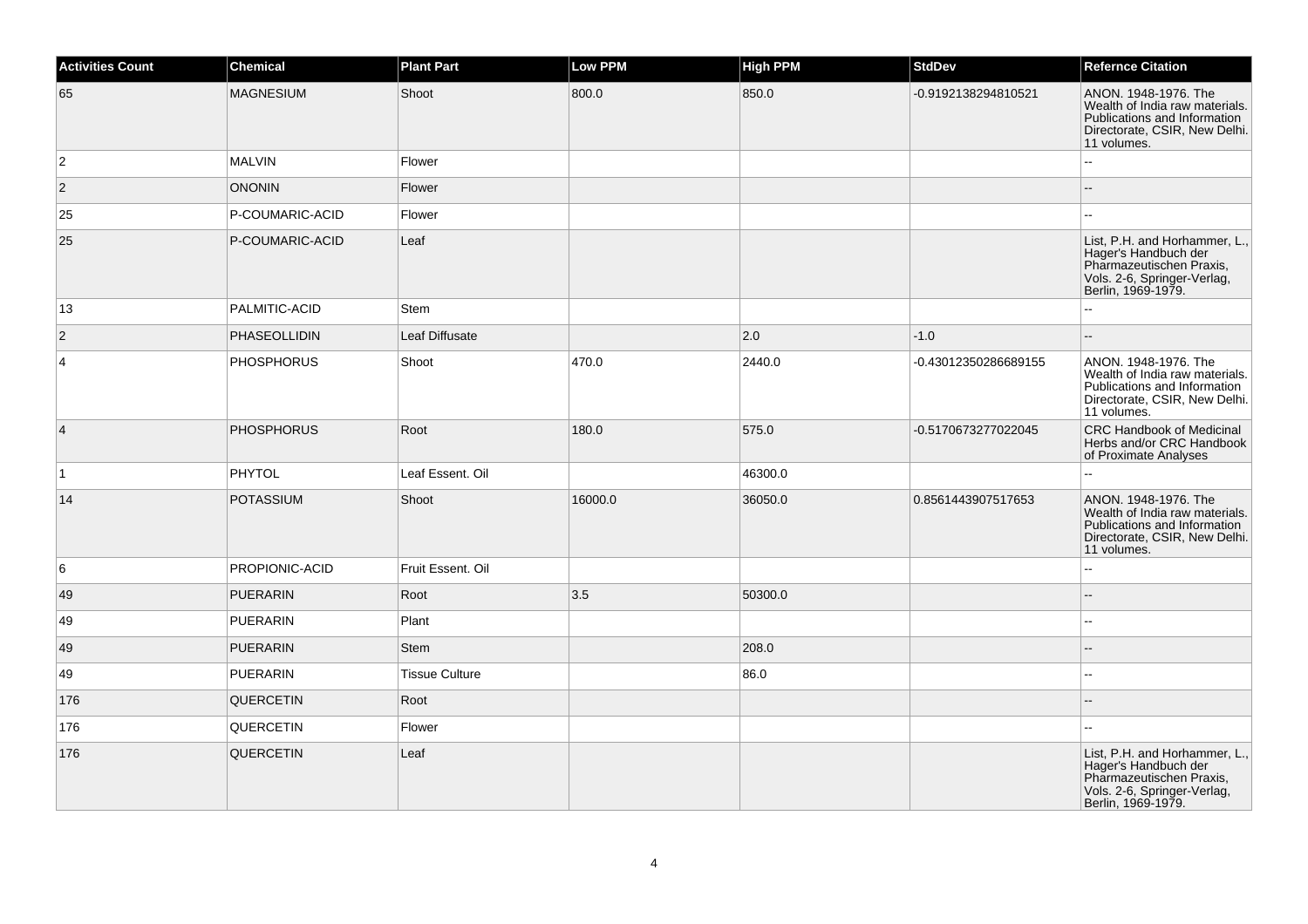| Activities Count | Chemical | Plant Part | Low PPM | High PPM | StdDev | Refernce Citation |
| --- | --- | --- | --- | --- | --- | --- |
| 65 | MAGNESIUM | Shoot | 800.0 | 850.0 | -0.9192138294810521 | ANON. 1948-1976. The Wealth of India raw materials. Publications and Information Directorate, CSIR, New Delhi. 11 volumes. |
| 2 | MALVIN | Flower | | | | -- |
| 2 | ONONIN | Flower | | | | -- |
| 25 | P-COUMARIC-ACID | Flower | | | | -- |
| 25 | P-COUMARIC-ACID | Leaf | | | | List, P.H. and Horhammer, L., Hager's Handbuch der Pharmazeutischen Praxis, Vols. 2-6, Springer-Verlag, Berlin, 1969-1979. |
| 13 | PALMITIC-ACID | Stem | | | | -- |
| 2 | PHASEOLLIDIN | Leaf Diffusate | | 2.0 | -1.0 | -- |
| 4 | PHOSPHORUS | Shoot | 470.0 | 2440.0 | -0.43012350286689155 | ANON. 1948-1976. The Wealth of India raw materials. Publications and Information Directorate, CSIR, New Delhi. 11 volumes. |
| 4 | PHOSPHORUS | Root | 180.0 | 575.0 | -0.5170673277022045 | CRC Handbook of Medicinal Herbs and/or CRC Handbook of Proximate Analyses |
| 1 | PHYTOL | Leaf Essent. Oil | | 46300.0 | | -- |
| 14 | POTASSIUM | Shoot | 16000.0 | 36050.0 | 0.8561443907517653 | ANON. 1948-1976. The Wealth of India raw materials. Publications and Information Directorate, CSIR, New Delhi. 11 volumes. |
| 6 | PROPIONIC-ACID | Fruit Essent. Oil | | | | -- |
| 49 | PUERARIN | Root | 3.5 | 50300.0 | | -- |
| 49 | PUERARIN | Plant | | | | -- |
| 49 | PUERARIN | Stem | | 208.0 | | -- |
| 49 | PUERARIN | Tissue Culture | | 86.0 | | -- |
| 176 | QUERCETIN | Root | | | | -- |
| 176 | QUERCETIN | Flower | | | | -- |
| 176 | QUERCETIN | Leaf | | | | List, P.H. and Horhammer, L., Hager's Handbuch der Pharmazeutischen Praxis, Vols. 2-6, Springer-Verlag, Berlin, 1969-1979. |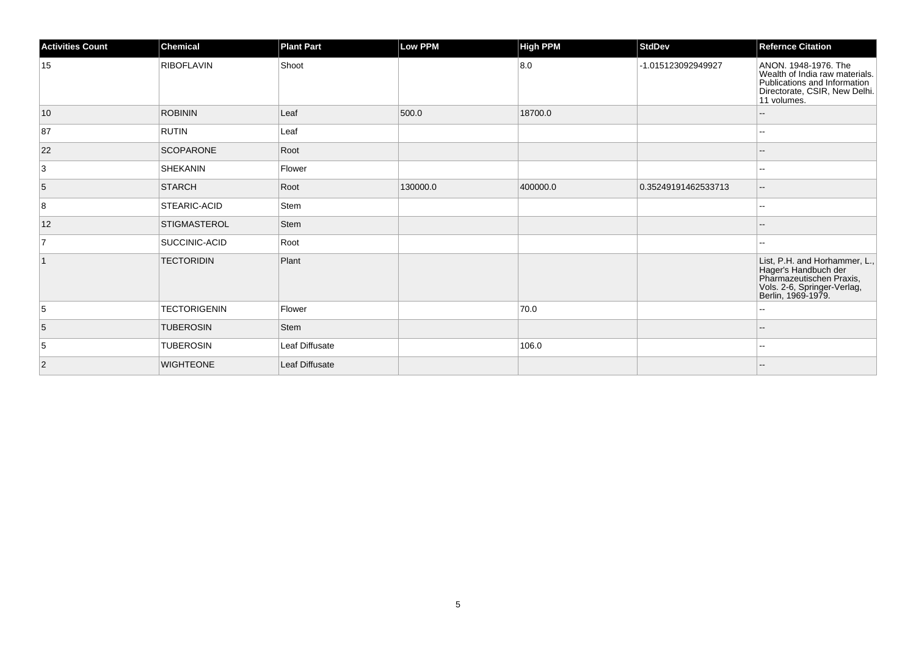| Activities Count | Chemical | Plant Part | Low PPM | High PPM | StdDev | Refernce Citation |
| --- | --- | --- | --- | --- | --- | --- |
| 15 | RIBOFLAVIN | Shoot | | 8.0 | -1.015123092949927 | ANON. 1948-1976. The Wealth of India raw materials. Publications and Information Directorate, CSIR, New Delhi. 11 volumes. |
| 10 | ROBININ | Leaf | 500.0 | 18700.0 | | -- |
| 87 | RUTIN | Leaf | | | | -- |
| 22 | SCOPARONE | Root | | | | -- |
| 3 | SHEKANIN | Flower | | | | -- |
| 5 | STARCH | Root | 130000.0 | 400000.0 | 0.35249191462533713 | -- |
| 8 | STEARIC-ACID | Stem | | | | -- |
| 12 | STIGMASTEROL | Stem | | | | -- |
| 7 | SUCCINIC-ACID | Root | | | | -- |
| 1 | TECTORIDIN | Plant | | | | List, P.H. and Horhammer, L., Hager's Handbuch der Pharmazeutischen Praxis, Vols. 2-6, Springer-Verlag, Berlin, 1969-1979. |
| 5 | TECTORIGENIN | Flower | | 70.0 | | -- |
| 5 | TUBEROSIN | Stem | | | | -- |
| 5 | TUBEROSIN | Leaf Diffusate | | 106.0 | | -- |
| 2 | WIGHTEONE | Leaf Diffusate | | | | -- |